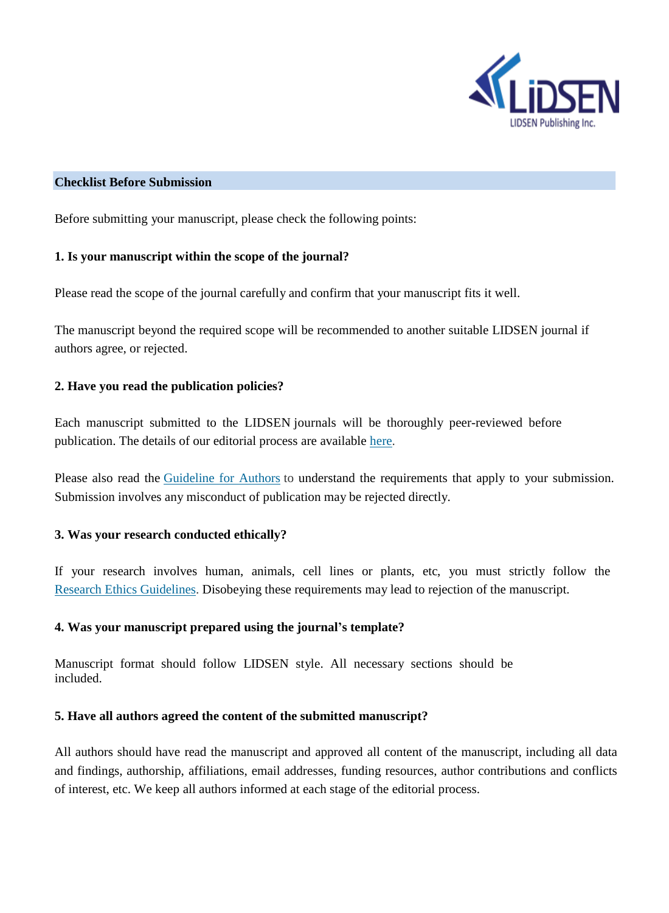## Checklist Before Submission

Before submitting your manuscript, please check the following points:

**1. Is your manuscript within the scope of the journal?**

Please read the scope of the journal carefully and confirm that your manuscript fits it well.

The manuscript beyond the required scope will be recommended to another suitable LIDSEN journal if authors agree, or rejected.

**2. Have you read the publication policies?**

Each manuscript submitted to the LIDSEN journals will be thoroughly peer-reviewed before publication. The details of our editorial process are available [here](#).

Please also read the [Guideline for Authors](#) to understand the requirements that apply to your submission. Submission involves any misconduct of publication may be rejected directly.

**3. Was your research conducted ethically?**

If your research involves human, animals, cell lines or plants, etc, you must strictly follow the [Research Ethics Guidelines](#). Disobeying these requirements may lead to rejection of the manuscript.

**4. Was your manuscript prepared using the journal's template?**

Manuscript format should follow LIDSEN style. All necessary sections should be included.

**5. Have all authors agreed the content of the submitted manuscript?**

All authors should have read the manuscript and approved all content of the manuscript, including all data and findings, authorship, affiliations, email addresses, funding resources, author contributions and conflicts of interest, etc. We keep all authors informed at each stage of the editorial process.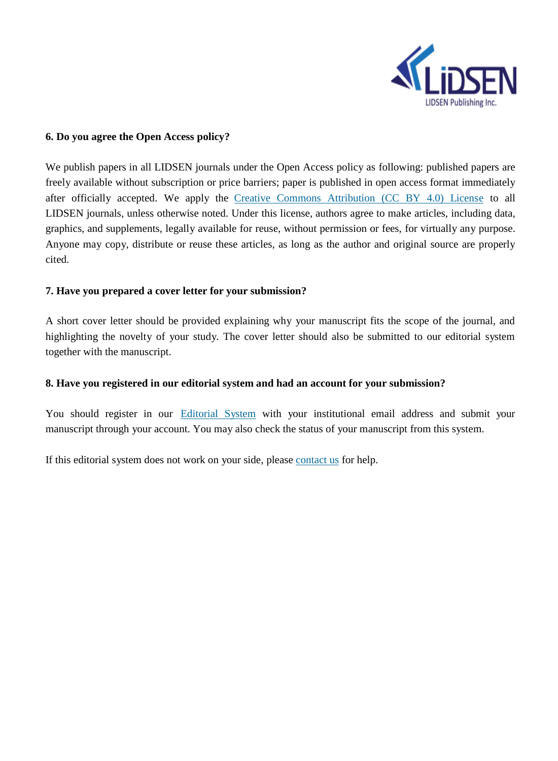**6. Do you agree the Open Access policy?**

We publish papers in all LIDSEN journals under the Open Access policy as following: published papers are freely available without subscription or price barriers; paper is published in open access format immediately after officially accepted. We apply the Creative Commons Attribution (CC BY 4.0) License to all LIDSEN journals, unless otherwise noted. Under this license, authors agree to make articles, including data, graphics, and supplements, legally available for reuse, without permission or fees, for virtually any purpose. Anyone may copy, distribute or reuse these articles, as long as the author and original source are properly cited.

**7. Have you prepared a cover letter for your submission?**

A short cover letter should be provided explaining why your manuscript fits the scope of the journal, and highlighting the novelty of your study. The cover letter should also be submitted to our editorial system together with the manuscript.

**8. Have you registered in our editorial system and had an account for your submission?**

You should register in our Editorial System with your institutional email address and submit your manuscript through your account. You may also check the status of your manuscript from this system.

If this editorial system does not work on your side, please contact us for help.